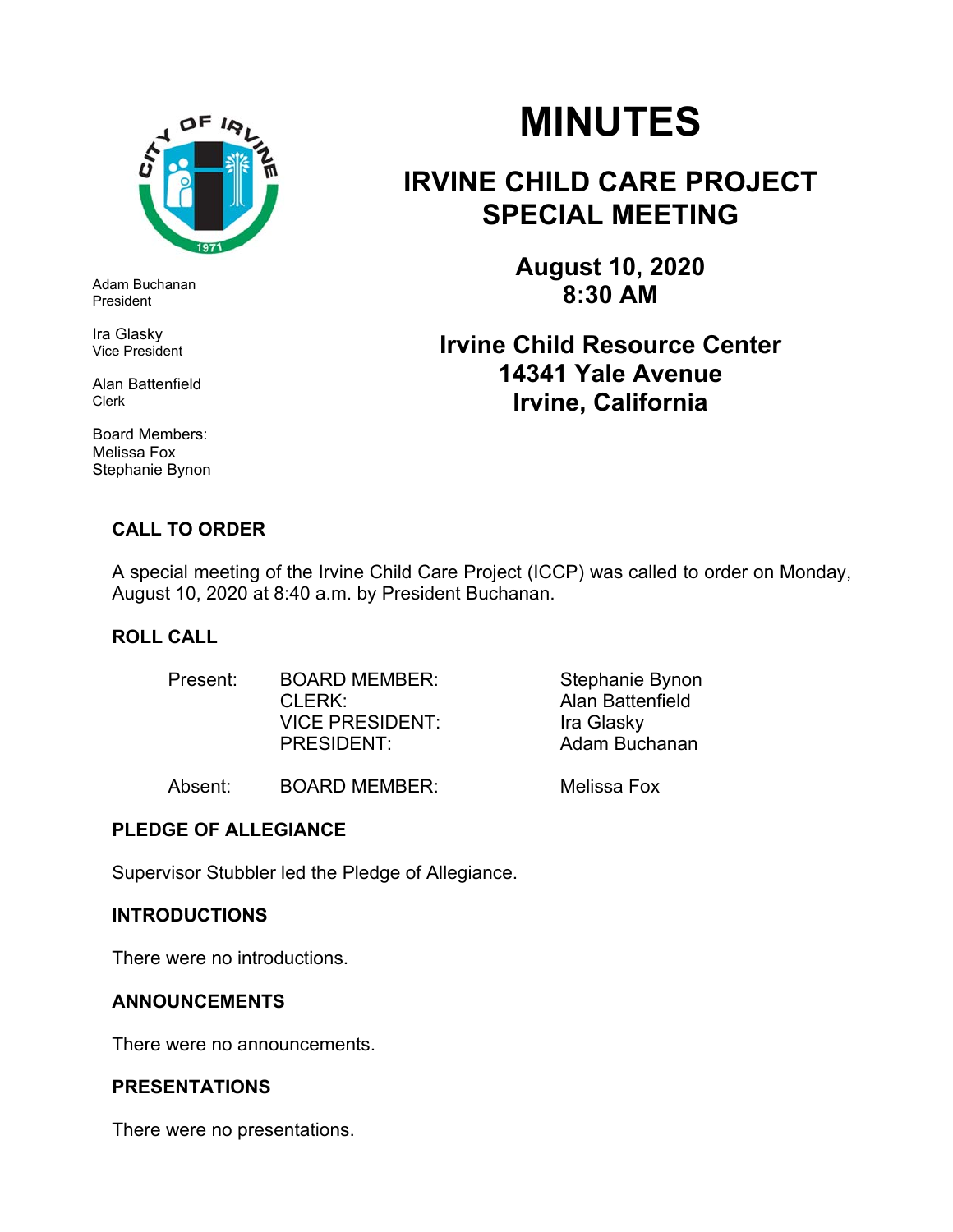# MINUTES

## IRVINE CHILD CARE PROJECT SPECIAL MEETING

**August 10, 2020**
**8:30 AM**

**Irvine Child Resource Center**
**14341 Yale Avenue**
**Irvine, California**

Adam Buchanan
President

Ira Glasky
Vice President

Alan Battenfield
Clerk

Board Members:
Melissa Fox
Stephanie Bynon

### CALL TO ORDER

A special meeting of the Irvine Child Care Project (ICCP) was called to order on Monday, August 10, 2020 at 8:40 a.m. by President Buchanan.

### ROLL CALL

| | | |
|---|---|---|
| Present: | BOARD MEMBER: | Stephanie Bynon |
| | CLERK: | Alan Battenfield |
| | VICE PRESIDENT: | Ira Glasky |
| | PRESIDENT: | Adam Buchanan |
| Absent: | BOARD MEMBER: | Melissa Fox |

### PLEDGE OF ALLEGIANCE

Supervisor Stubbler led the Pledge of Allegiance.

### INTRODUCTIONS

There were no introductions.

### ANNOUNCEMENTS

There were no announcements.

### PRESENTATIONS

There were no presentations.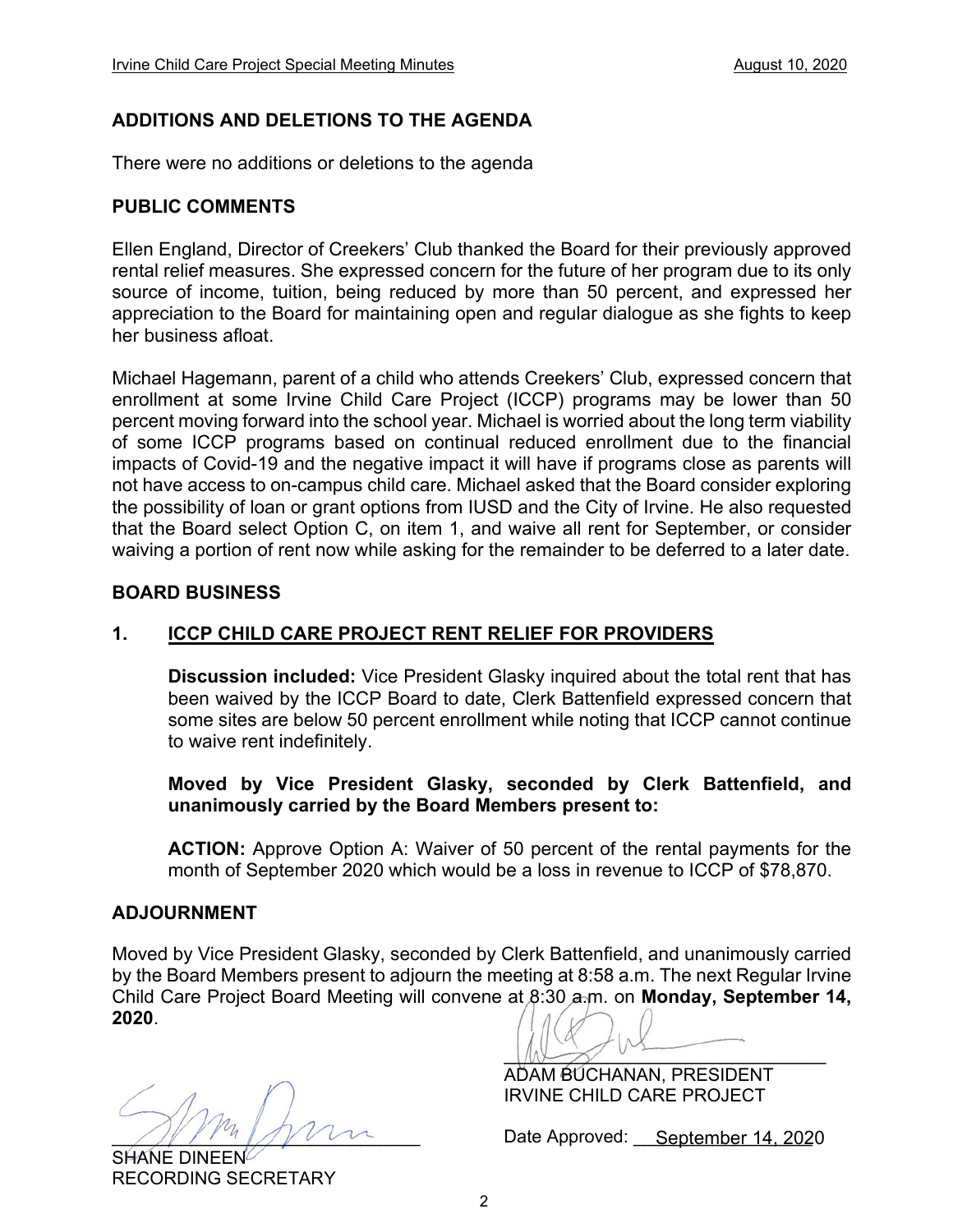## ADDITIONS AND DELETIONS TO THE AGENDA

There were no additions or deletions to the agenda

## PUBLIC COMMENTS

Ellen England, Director of Creekers' Club thanked the Board for their previously approved rental relief measures. She expressed concern for the future of her program due to its only source of income, tuition, being reduced by more than 50 percent, and expressed her appreciation to the Board for maintaining open and regular dialogue as she fights to keep her business afloat.

Michael Hagemann, parent of a child who attends Creekers' Club, expressed concern that enrollment at some Irvine Child Care Project (ICCP) programs may be lower than 50 percent moving forward into the school year. Michael is worried about the long term viability of some ICCP programs based on continual reduced enrollment due to the financial impacts of Covid-19 and the negative impact it will have if programs close as parents will not have access to on-campus child care. Michael asked that the Board consider exploring the possibility of loan or grant options from IUSD and the City of Irvine. He also requested that the Board select Option C, on item 1, and waive all rent for September, or consider waiving a portion of rent now while asking for the remainder to be deferred to a later date.

## BOARD BUSINESS

### 1. ICCP CHILD CARE PROJECT RENT RELIEF FOR PROVIDERS

**Discussion included:** Vice President Glasky inquired about the total rent that has been waived by the ICCP Board to date, Clerk Battenfield expressed concern that some sites are below 50 percent enrollment while noting that ICCP cannot continue to waive rent indefinitely.

**Moved by Vice President Glasky, seconded by Clerk Battenfield, and unanimously carried by the Board Members present to:**

**ACTION:** Approve Option A: Waiver of 50 percent of the rental payments for the month of September 2020 which would be a loss in revenue to ICCP of $78,870.

## ADJOURNMENT

Moved by Vice President Glasky, seconded by Clerk Battenfield, and unanimously carried by the Board Members present to adjourn the meeting at 8:58 a.m. The next Regular Irvine Child Care Project Board Meeting will convene at 8:30 a.m. on **Monday, September 14, 2020**.

ADAM BUCHANAN, PRESIDENT
IRVINE CHILD CARE PROJECT

Date Approved: September 14, 2020

SHANE DINEEN
RECORDING SECRETARY